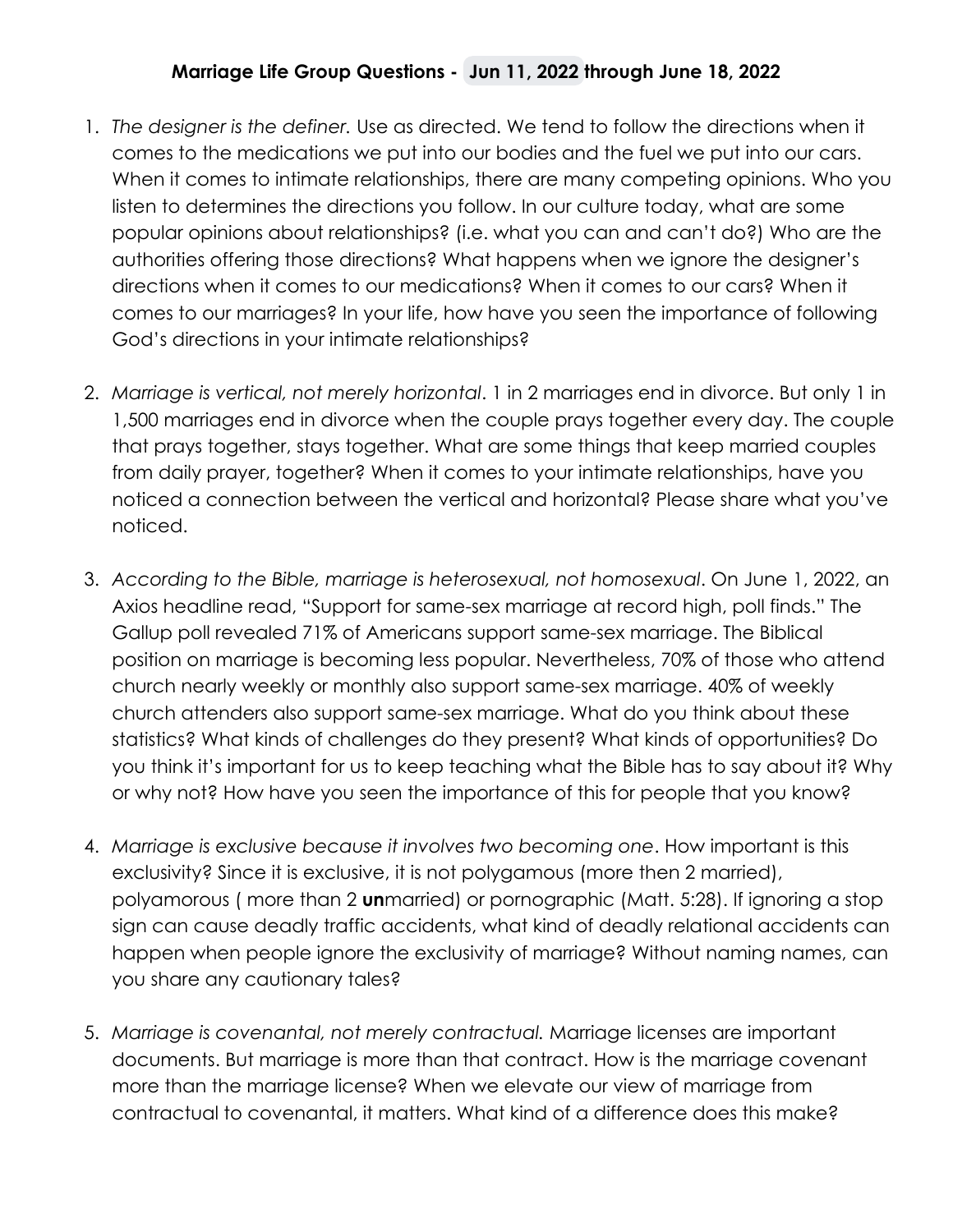**Marriage Life Group Questions - Jun 11, 2022 through June 18, 2022**

1. *The designer is the definer.* Use as directed. We tend to follow the directions when it comes to the medications we put into our bodies and the fuel we put into our cars. When it comes to intimate relationships, there are many competing opinions. Who you listen to determines the directions you follow. In our culture today, what are some popular opinions about relationships? (i.e. what you can and can't do?) Who are the authorities offering those directions? What happens when we ignore the designer's directions when it comes to our medications? When it comes to our cars? When it comes to our marriages? In your life, how have you seen the importance of following God's directions in your intimate relationships?

2. *Marriage is vertical, not merely horizontal*. 1 in 2 marriages end in divorce. But only 1 in 1,500 marriages end in divorce when the couple prays together every day. The couple that prays together, stays together. What are some things that keep married couples from daily prayer, together? When it comes to your intimate relationships, have you noticed a connection between the vertical and horizontal? Please share what you've noticed.

3. *According to the Bible, marriage is heterosexual, not homosexual*. On June 1, 2022, an Axios headline read, "Support for same-sex marriage at record high, poll finds." The Gallup poll revealed 71% of Americans support same-sex marriage. The Biblical position on marriage is becoming less popular. Nevertheless, 70% of those who attend church nearly weekly or monthly also support same-sex marriage. 40% of weekly church attenders also support same-sex marriage. What do you think about these statistics? What kinds of challenges do they present? What kinds of opportunities? Do you think it's important for us to keep teaching what the Bible has to say about it? Why or why not? How have you seen the importance of this for people that you know?

4. *Marriage is exclusive because it involves two becoming one*. How important is this exclusivity? Since it is exclusive, it is not polygamous (more then 2 married), polyamorous ( more than 2 **un**married) or pornographic (Matt. 5:28). If ignoring a stop sign can cause deadly traffic accidents, what kind of deadly relational accidents can happen when people ignore the exclusivity of marriage? Without naming names, can you share any cautionary tales?

5. *Marriage is covenantal, not merely contractual.* Marriage licenses are important documents. But marriage is more than that contract. How is the marriage covenant more than the marriage license? When we elevate our view of marriage from contractual to covenantal, it matters. What kind of a difference does this make?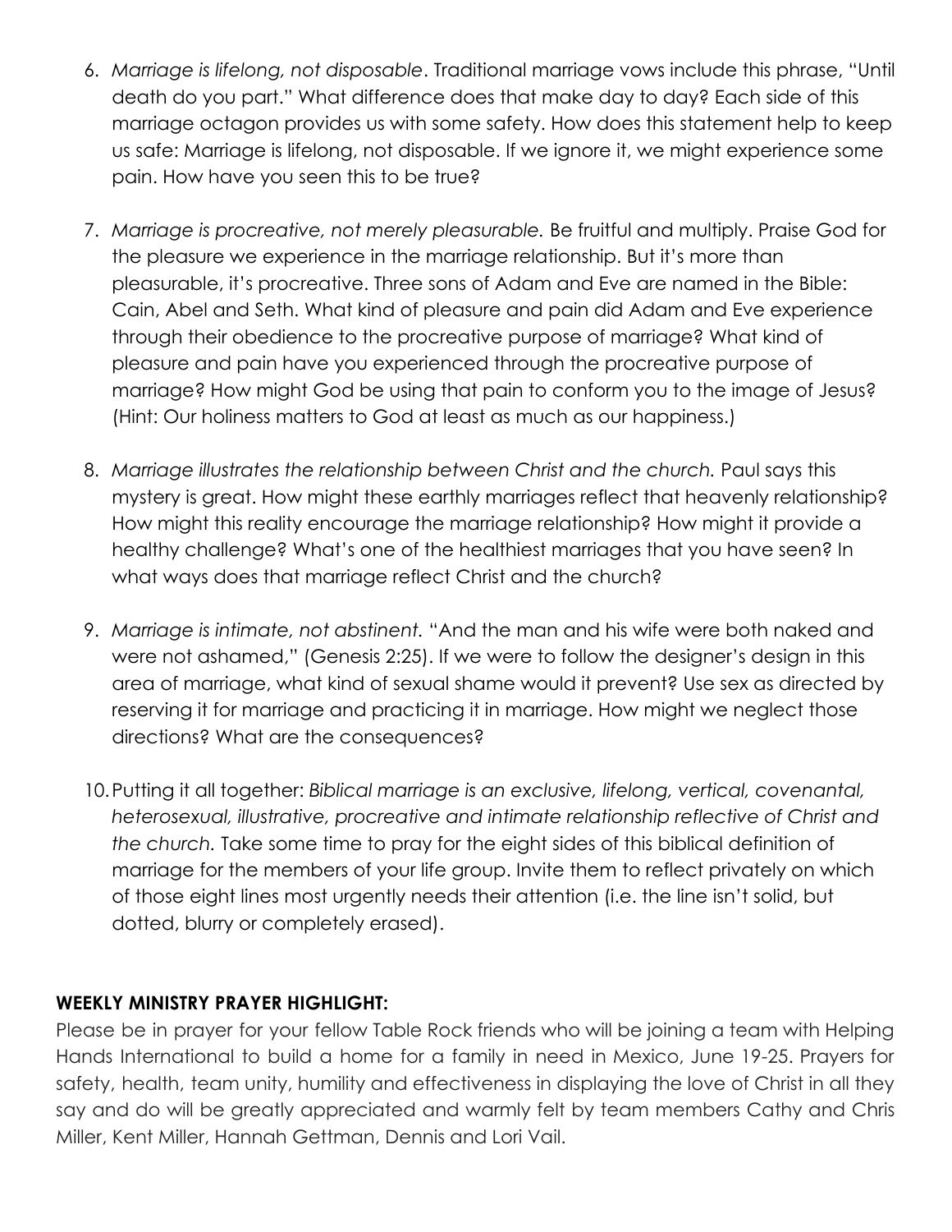6. *Marriage is lifelong, not disposable*. Traditional marriage vows include this phrase, "Until death do you part." What difference does that make day to day? Each side of this marriage octagon provides us with some safety. How does this statement help to keep us safe: Marriage is lifelong, not disposable. If we ignore it, we might experience some pain. How have you seen this to be true?

7. *Marriage is procreative, not merely pleasurable.* Be fruitful and multiply. Praise God for the pleasure we experience in the marriage relationship. But it's more than pleasurable, it's procreative. Three sons of Adam and Eve are named in the Bible: Cain, Abel and Seth. What kind of pleasure and pain did Adam and Eve experience through their obedience to the procreative purpose of marriage? What kind of pleasure and pain have you experienced through the procreative purpose of marriage? How might God be using that pain to conform you to the image of Jesus? (Hint: Our holiness matters to God at least as much as our happiness.)

8. *Marriage illustrates the relationship between Christ and the church.* Paul says this mystery is great. How might these earthly marriages reflect that heavenly relationship? How might this reality encourage the marriage relationship? How might it provide a healthy challenge? What's one of the healthiest marriages that you have seen? In what ways does that marriage reflect Christ and the church?

9. *Marriage is intimate, not abstinent.* "And the man and his wife were both naked and were not ashamed," (Genesis 2:25). If we were to follow the designer's design in this area of marriage, what kind of sexual shame would it prevent? Use sex as directed by reserving it for marriage and practicing it in marriage. How might we neglect those directions? What are the consequences?

10. Putting it all together: *Biblical marriage is an exclusive, lifelong, vertical, covenantal, heterosexual, illustrative, procreative and intimate relationship reflective of Christ and the church.* Take some time to pray for the eight sides of this biblical definition of marriage for the members of your life group. Invite them to reflect privately on which of those eight lines most urgently needs their attention (i.e. the line isn't solid, but dotted, blurry or completely erased).

**WEEKLY MINISTRY PRAYER HIGHLIGHT:**

Please be in prayer for your fellow Table Rock friends who will be joining a team with Helping Hands International to build a home for a family in need in Mexico, June 19-25. Prayers for safety, health, team unity, humility and effectiveness in displaying the love of Christ in all they say and do will be greatly appreciated and warmly felt by team members Cathy and Chris Miller, Kent Miller, Hannah Gettman, Dennis and Lori Vail.